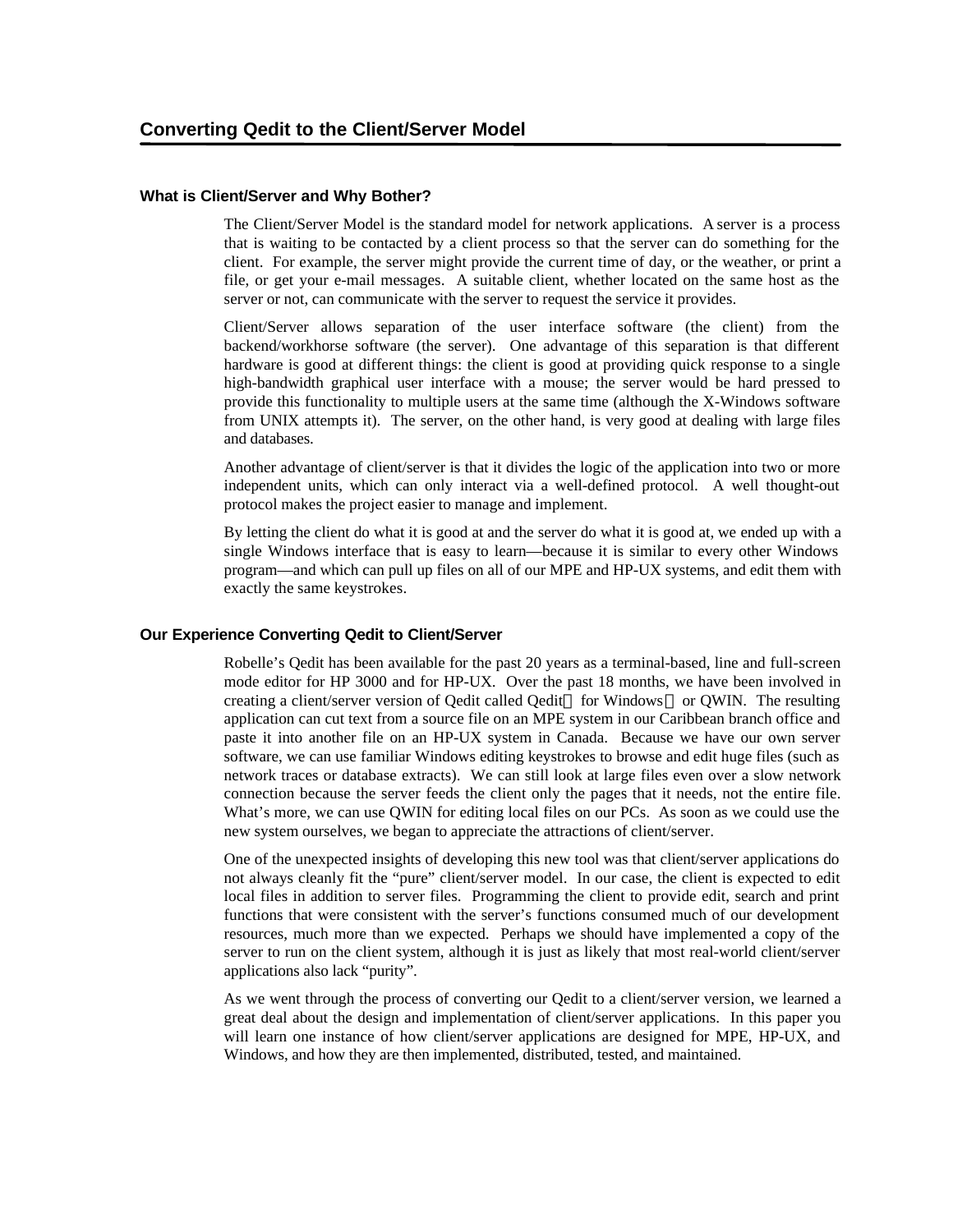# Converting Qedit to the Client/Server Model

## What is Client/Server and Why Bother?

The Client/Server Model is the standard model for network applications. A server is a process that is waiting to be contacted by a client process so that the server can do something for the client. For example, the server might provide the current time of day, or the weather, or print a file, or get your e-mail messages. A suitable client, whether located on the same host as the server or not, can communicate with the server to request the service it provides.

Client/Server allows separation of the user interface software (the client) from the backend/workhorse software (the server). One advantage of this separation is that different hardware is good at different things: the client is good at providing quick response to a single high-bandwidth graphical user interface with a mouse; the server would be hard pressed to provide this functionality to multiple users at the same time (although the X-Windows software from UNIX attempts it). The server, on the other hand, is very good at dealing with large files and databases.

Another advantage of client/server is that it divides the logic of the application into two or more independent units, which can only interact via a well-defined protocol. A well thought-out protocol makes the project easier to manage and implement.

By letting the client do what it is good at and the server do what it is good at, we ended up with a single Windows interface that is easy to learn—because it is similar to every other Windows program—and which can pull up files on all of our MPE and HP-UX systems, and edit them with exactly the same keystrokes.

## Our Experience Converting Qedit to Client/Server

Robelle's Qedit has been available for the past 20 years as a terminal-based, line and full-screen mode editor for HP 3000 and for HP-UX. Over the past 18 months, we have been involved in creating a client/server version of Qedit called Qedit for Windows or QWIN. The resulting application can cut text from a source file on an MPE system in our Caribbean branch office and paste it into another file on an HP-UX system in Canada. Because we have our own server software, we can use familiar Windows editing keystrokes to browse and edit huge files (such as network traces or database extracts). We can still look at large files even over a slow network connection because the server feeds the client only the pages that it needs, not the entire file. What's more, we can use QWIN for editing local files on our PCs. As soon as we could use the new system ourselves, we began to appreciate the attractions of client/server.

One of the unexpected insights of developing this new tool was that client/server applications do not always cleanly fit the "pure" client/server model. In our case, the client is expected to edit local files in addition to server files. Programming the client to provide edit, search and print functions that were consistent with the server's functions consumed much of our development resources, much more than we expected. Perhaps we should have implemented a copy of the server to run on the client system, although it is just as likely that most real-world client/server applications also lack "purity".

As we went through the process of converting our Qedit to a client/server version, we learned a great deal about the design and implementation of client/server applications. In this paper you will learn one instance of how client/server applications are designed for MPE, HP-UX, and Windows, and how they are then implemented, distributed, tested, and maintained.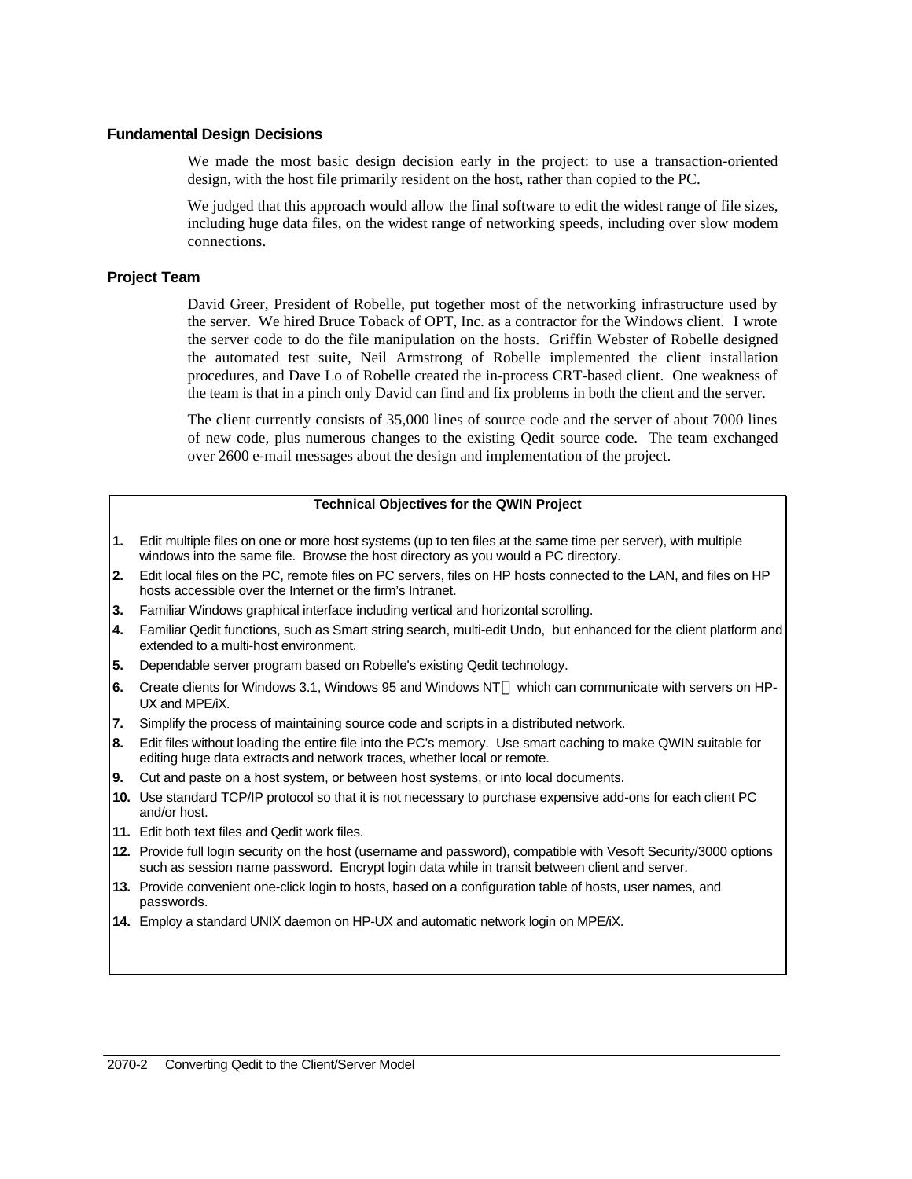### Fundamental Design Decisions

We made the most basic design decision early in the project: to use a transaction-oriented design, with the host file primarily resident on the host, rather than copied to the PC.

We judged that this approach would allow the final software to edit the widest range of file sizes, including huge data files, on the widest range of networking speeds, including over slow modem connections.

### Project Team

David Greer, President of Robelle, put together most of the networking infrastructure used by the server. We hired Bruce Toback of OPT, Inc. as a contractor for the Windows client. I wrote the server code to do the file manipulation on the hosts. Griffin Webster of Robelle designed the automated test suite, Neil Armstrong of Robelle implemented the client installation procedures, and Dave Lo of Robelle created the in-process CRT-based client. One weakness of the team is that in a pinch only David can find and fix problems in both the client and the server.

The client currently consists of 35,000 lines of source code and the server of about 7000 lines of new code, plus numerous changes to the existing Qedit source code. The team exchanged over 2600 e-mail messages about the design and implementation of the project.

**Technical Objectives for the QWIN Project**

1. Edit multiple files on one or more host systems (up to ten files at the same time per server), with multiple windows into the same file. Browse the host directory as you would a PC directory.
2. Edit local files on the PC, remote files on PC servers, files on HP hosts connected to the LAN, and files on HP hosts accessible over the Internet or the firm's Intranet.
3. Familiar Windows graphical interface including vertical and horizontal scrolling.
4. Familiar Qedit functions, such as Smart string search, multi-edit Undo, but enhanced for the client platform and extended to a multi-host environment.
5. Dependable server program based on Robelle's existing Qedit technology.
6. Create clients for Windows 3.1, Windows 95 and Windows NT which can communicate with servers on HP-UX and MPE/iX.
7. Simplify the process of maintaining source code and scripts in a distributed network.
8. Edit files without loading the entire file into the PC's memory. Use smart caching to make QWIN suitable for editing huge data extracts and network traces, whether local or remote.
9. Cut and paste on a host system, or between host systems, or into local documents.
10. Use standard TCP/IP protocol so that it is not necessary to purchase expensive add-ons for each client PC and/or host.
11. Edit both text files and Qedit work files.
12. Provide full login security on the host (username and password), compatible with Vesoft Security/3000 options such as session name password. Encrypt login data while in transit between client and server.
13. Provide convenient one-click login to hosts, based on a configuration table of hosts, user names, and passwords.
14. Employ a standard UNIX daemon on HP-UX and automatic network login on MPE/iX.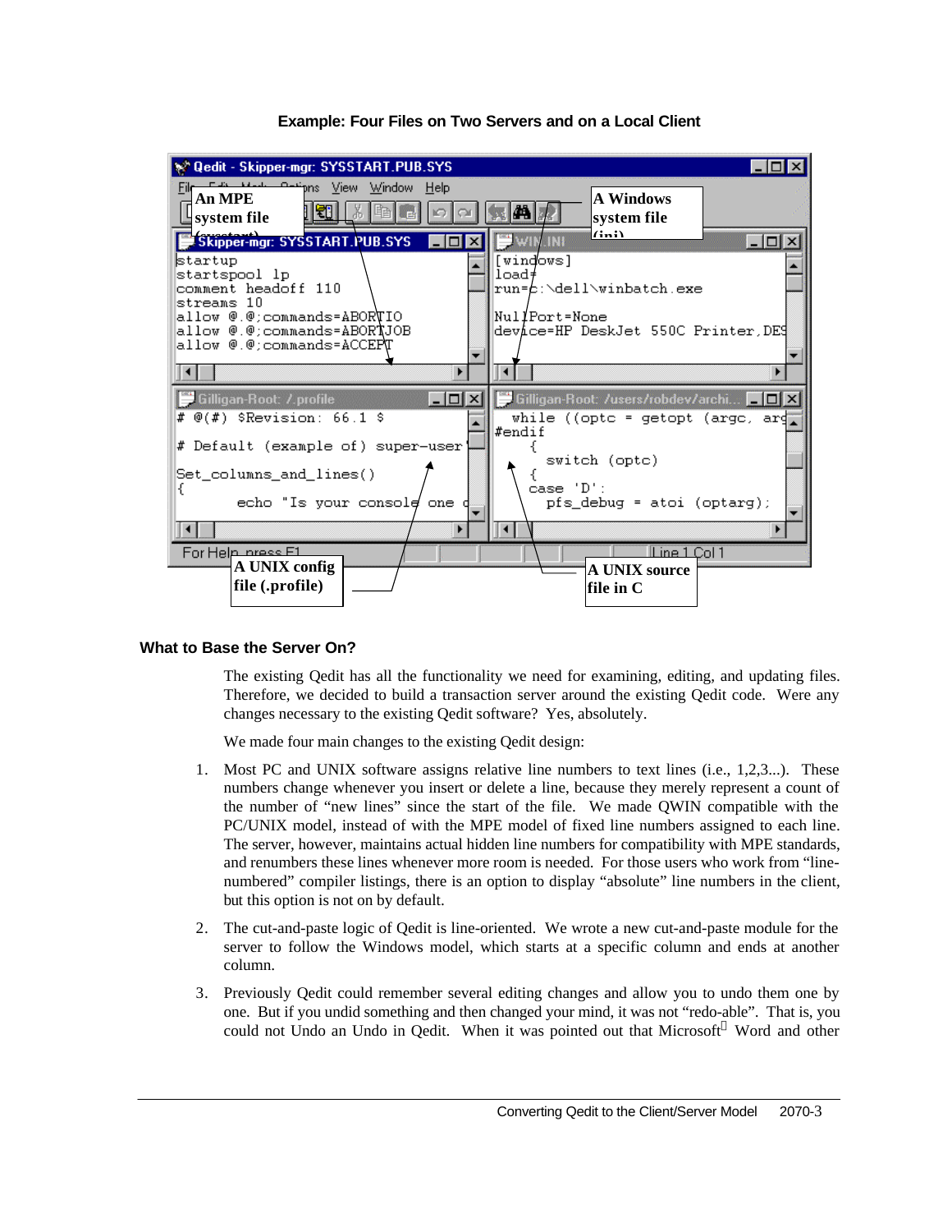**Example: Four Files on Two Servers and on a Local Client**

### What to Base the Server On?

The existing Qedit has all the functionality we need for examining, editing, and updating files. Therefore, we decided to build a transaction server around the existing Qedit code. Were any changes necessary to the existing Qedit software? Yes, absolutely.

We made four main changes to the existing Qedit design:

1. Most PC and UNIX software assigns relative line numbers to text lines (i.e., 1,2,3...). These numbers change whenever you insert or delete a line, because they merely represent a count of the number of "new lines" since the start of the file. We made QWIN compatible with the PC/UNIX model, instead of with the MPE model of fixed line numbers assigned to each line. The server, however, maintains actual hidden line numbers for compatibility with MPE standards, and renumbers these lines whenever more room is needed. For those users who work from "line-numbered" compiler listings, there is an option to display "absolute" line numbers in the client, but this option is not on by default.

2. The cut-and-paste logic of Qedit is line-oriented. We wrote a new cut-and-paste module for the server to follow the Windows model, which starts at a specific column and ends at another column.

3. Previously Qedit could remember several editing changes and allow you to undo them one by one. But if you undid something and then changed your mind, it was not "redo-able". That is, you could not Undo an Undo in Qedit. When it was pointed out that Microsoft® Word and other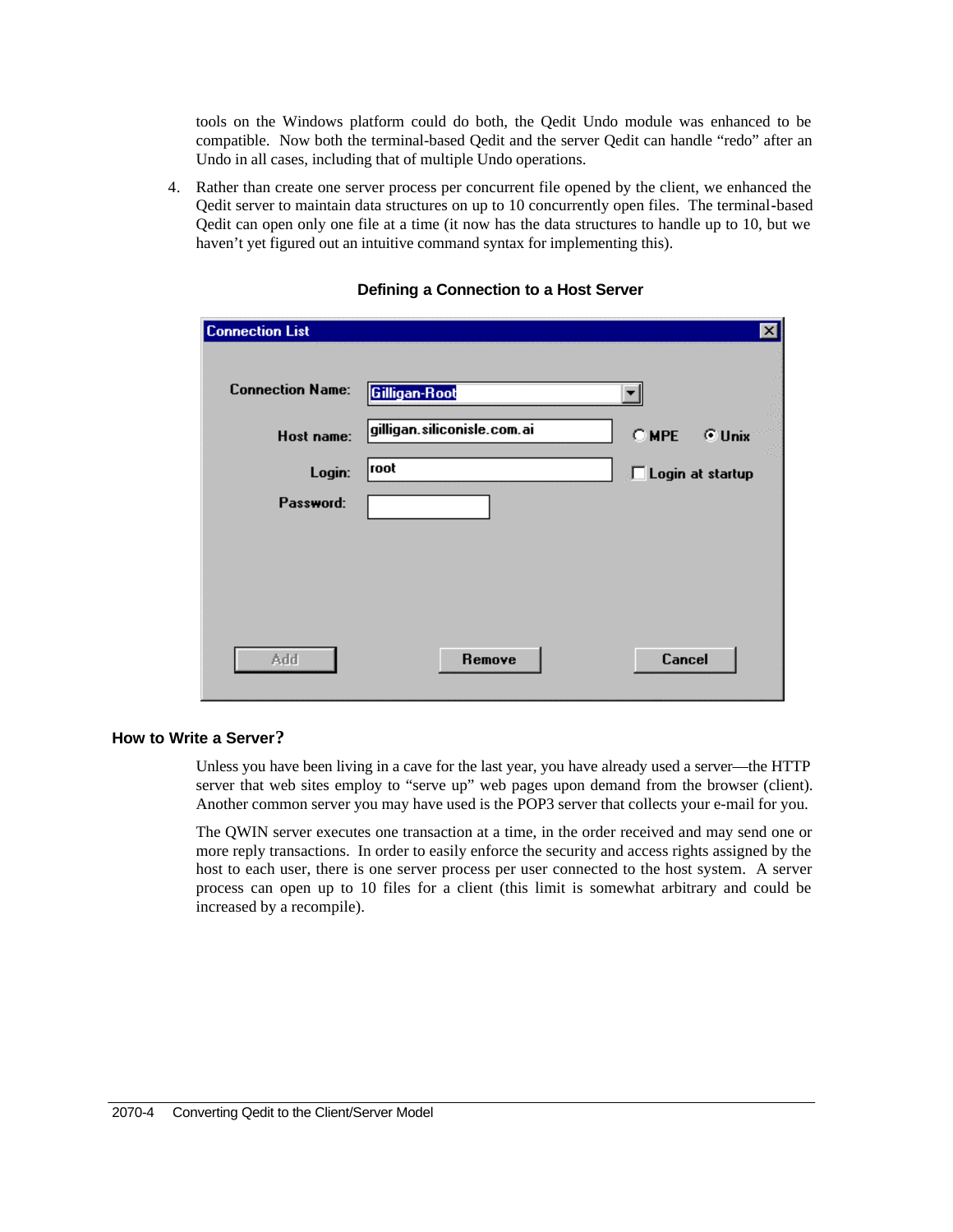tools on the Windows platform could do both, the Qedit Undo module was enhanced to be compatible. Now both the terminal-based Qedit and the server Qedit can handle "redo" after an Undo in all cases, including that of multiple Undo operations.

4. Rather than create one server process per concurrent file opened by the client, we enhanced the Qedit server to maintain data structures on up to 10 concurrently open files. The terminal-based Qedit can open only one file at a time (it now has the data structures to handle up to 10, but we haven't yet figured out an intuitive command syntax for implementing this).

**Defining a Connection to a Host Server**

Connection List

Connection Name: Gilligan-Root

Host name: gilligan.siliconisle.com.ai   MPE   Unix

Login: root   Login at startup

Password:

Add   Remove   Cancel

### How to Write a Server?

Unless you have been living in a cave for the last year, you have already used a server—the HTTP server that web sites employ to "serve up" web pages upon demand from the browser (client). Another common server you may have used is the POP3 server that collects your e-mail for you.

The QWIN server executes one transaction at a time, in the order received and may send one or more reply transactions. In order to easily enforce the security and access rights assigned by the host to each user, there is one server process per user connected to the host system. A server process can open up to 10 files for a client (this limit is somewhat arbitrary and could be increased by a recompile).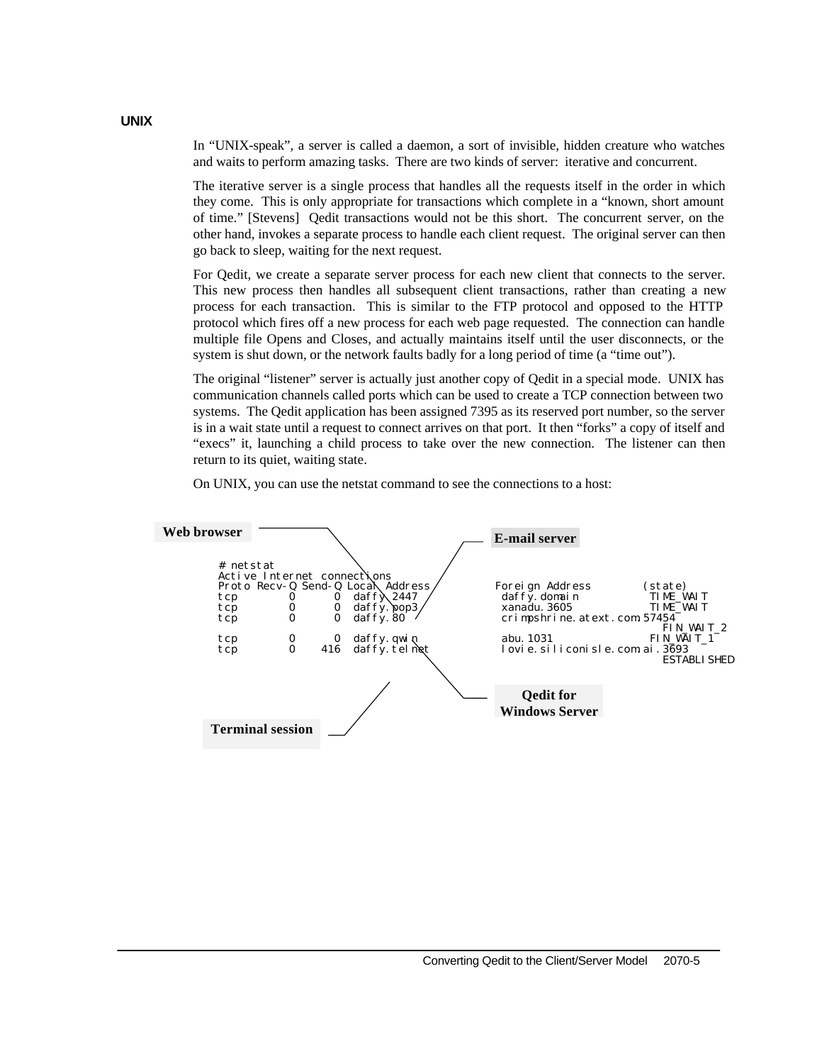### UNIX

In "UNIX-speak", a server is called a daemon, a sort of invisible, hidden creature who watches and waits to perform amazing tasks. There are two kinds of server: iterative and concurrent.

The iterative server is a single process that handles all the requests itself in the order in which they come. This is only appropriate for transactions which complete in a "known, short amount of time." [Stevens] Qedit transactions would not be this short. The concurrent server, on the other hand, invokes a separate process to handle each client request. The original server can then go back to sleep, waiting for the next request.

For Qedit, we create a separate server process for each new client that connects to the server. This new process then handles all subsequent client transactions, rather than creating a new process for each transaction. This is similar to the FTP protocol and opposed to the HTTP protocol which fires off a new process for each web page requested. The connection can handle multiple file Opens and Closes, and actually maintains itself until the user disconnects, or the system is shut down, or the network faults badly for a long period of time (a "time out").

The original "listener" server is actually just another copy of Qedit in a special mode. UNIX has communication channels called ports which can be used to create a TCP connection between two systems. The Qedit application has been assigned 7395 as its reserved port number, so the server is in a wait state until a request to connect arrives on that port. It then "forks" a copy of itself and "execs" it, launching a child process to take over the new connection. The listener can then return to its quiet, waiting state.

On UNIX, you can use the netstat command to see the connections to a host:

```
# netstat
Active Internet connections
Proto Recv-Q Send-Q Local Address          Foreign Address          (state)
tcp        0      0  daffy.2447             daffy.domain              TIME_WAIT
tcp        0      0  daffy.pop3             xanadu.3605               TIME_WAIT
tcp        0      0  daffy.80               crimpshrine.atext.com.57454
                                                                       FIN_WAIT_2
tcp        0      0  daffy.qwin             abu.1031                  FIN_WAIT_1
tcp        0    416  daffy.telnet           lovie.siliconisle.com.ai.3693
                                                                       ESTABLISHED
```

Web browser — daffy.80
E-mail server — daffy.pop3
Qedit for Windows Server — daffy.qwin
Terminal session — daffy.telnet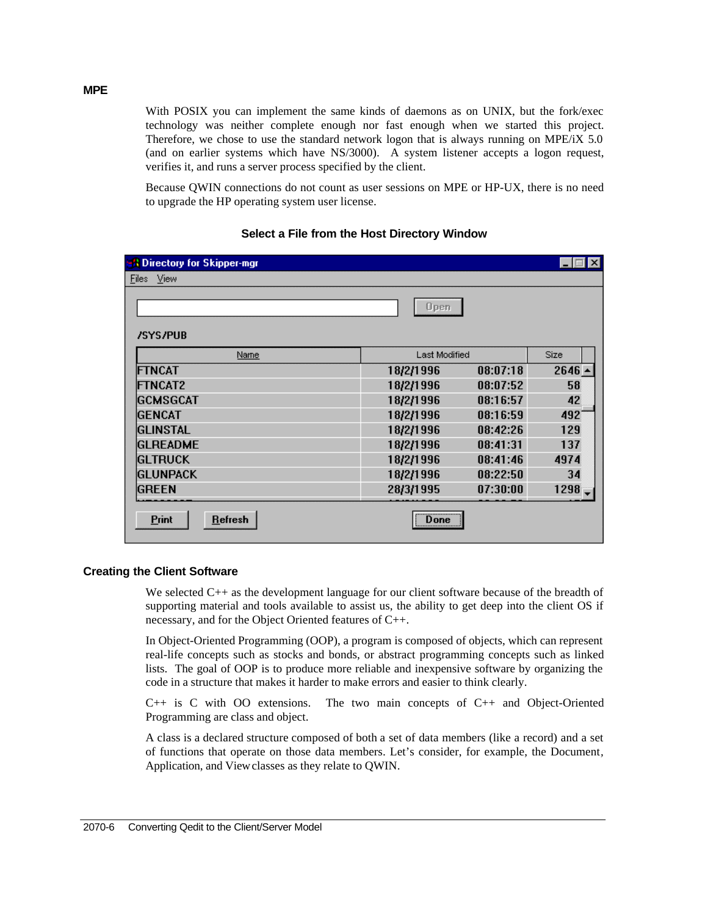## MPE

With POSIX you can implement the same kinds of daemons as on UNIX, but the fork/exec technology was neither complete enough nor fast enough when we started this project. Therefore, we chose to use the standard network logon that is always running on MPE/iX 5.0 (and on earlier systems which have NS/3000). A system listener accepts a logon request, verifies it, and runs a server process specified by the client.

Because QWIN connections do not count as user sessions on MPE or HP-UX, there is no need to upgrade the HP operating system user license.

**Select a File from the Host Directory Window**

Directory for Skipper-mgr

Files View

Open

/SYS/PUB

| Name | Last Modified | | Size |
|---|---|---|---|
| FTNCAT | 18/2/1996 | 08:07:18 | 2646 |
| FTNCAT2 | 18/2/1996 | 08:07:52 | 58 |
| GCMSGCAT | 18/2/1996 | 08:16:57 | 42 |
| GENCAT | 18/2/1996 | 08:16:59 | 492 |
| GLINSTAL | 18/2/1996 | 08:42:26 | 129 |
| GLREADME | 18/2/1996 | 08:41:31 | 137 |
| GLTRUCK | 18/2/1996 | 08:41:46 | 4974 |
| GLUNPACK | 18/2/1996 | 08:22:50 | 34 |
| GREEN | 28/3/1995 | 07:30:00 | 1298 |

Print Refresh Done

## Creating the Client Software

We selected C++ as the development language for our client software because of the breadth of supporting material and tools available to assist us, the ability to get deep into the client OS if necessary, and for the Object Oriented features of C++.

In Object-Oriented Programming (OOP), a program is composed of objects, which can represent real-life concepts such as stocks and bonds, or abstract programming concepts such as linked lists. The goal of OOP is to produce more reliable and inexpensive software by organizing the code in a structure that makes it harder to make errors and easier to think clearly.

C++ is C with OO extensions. The two main concepts of C++ and Object-Oriented Programming are class and object.

A class is a declared structure composed of both a set of data members (like a record) and a set of functions that operate on those data members. Let's consider, for example, the Document, Application, and View classes as they relate to QWIN.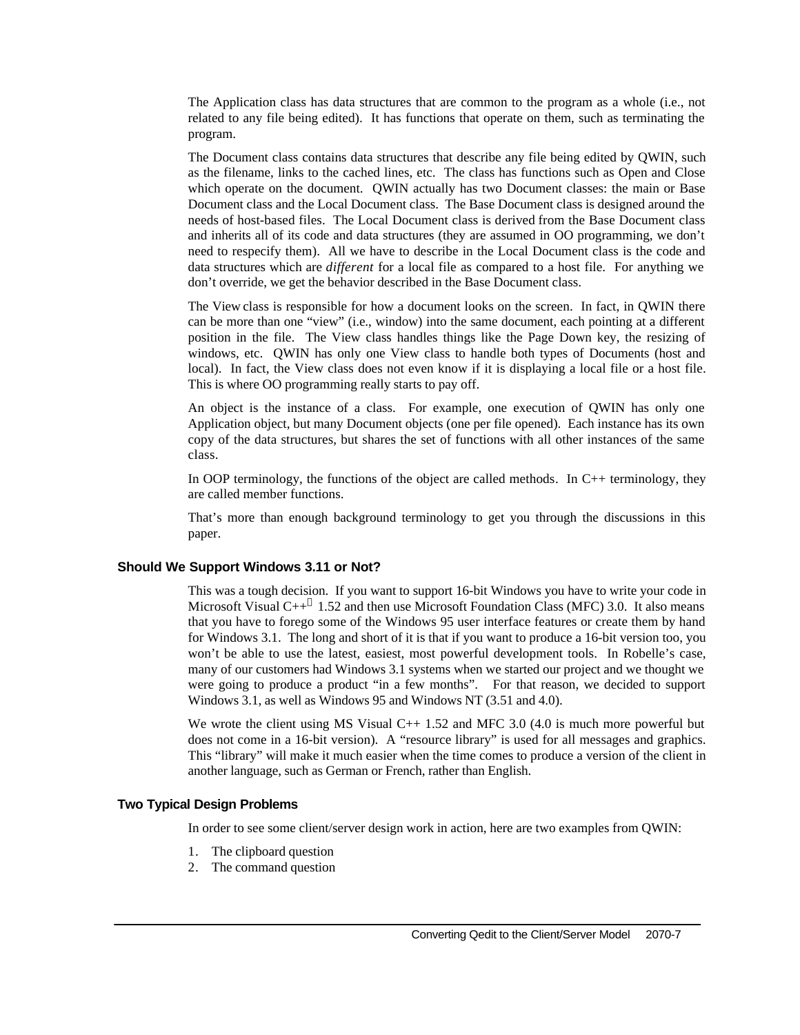The Application class has data structures that are common to the program as a whole (i.e., not related to any file being edited). It has functions that operate on them, such as terminating the program.

The Document class contains data structures that describe any file being edited by QWIN, such as the filename, links to the cached lines, etc. The class has functions such as Open and Close which operate on the document. QWIN actually has two Document classes: the main or Base Document class and the Local Document class. The Base Document class is designed around the needs of host-based files. The Local Document class is derived from the Base Document class and inherits all of its code and data structures (they are assumed in OO programming, we don't need to respecify them). All we have to describe in the Local Document class is the code and data structures which are *different* for a local file as compared to a host file. For anything we don't override, we get the behavior described in the Base Document class.

The View class is responsible for how a document looks on the screen. In fact, in QWIN there can be more than one "view" (i.e., window) into the same document, each pointing at a different position in the file. The View class handles things like the Page Down key, the resizing of windows, etc. QWIN has only one View class to handle both types of Documents (host and local). In fact, the View class does not even know if it is displaying a local file or a host file. This is where OO programming really starts to pay off.

An object is the instance of a class. For example, one execution of QWIN has only one Application object, but many Document objects (one per file opened). Each instance has its own copy of the data structures, but shares the set of functions with all other instances of the same class.

In OOP terminology, the functions of the object are called methods. In C++ terminology, they are called member functions.

That's more than enough background terminology to get you through the discussions in this paper.

### Should We Support Windows 3.11 or Not?

This was a tough decision. If you want to support 16-bit Windows you have to write your code in Microsoft Visual C++® 1.52 and then use Microsoft Foundation Class (MFC) 3.0. It also means that you have to forego some of the Windows 95 user interface features or create them by hand for Windows 3.1. The long and short of it is that if you want to produce a 16-bit version too, you won't be able to use the latest, easiest, most powerful development tools. In Robelle's case, many of our customers had Windows 3.1 systems when we started our project and we thought we were going to produce a product "in a few months". For that reason, we decided to support Windows 3.1, as well as Windows 95 and Windows NT (3.51 and 4.0).

We wrote the client using MS Visual C++ 1.52 and MFC 3.0 (4.0 is much more powerful but does not come in a 16-bit version). A "resource library" is used for all messages and graphics. This "library" will make it much easier when the time comes to produce a version of the client in another language, such as German or French, rather than English.

### Two Typical Design Problems

In order to see some client/server design work in action, here are two examples from QWIN:

1. The clipboard question
2. The command question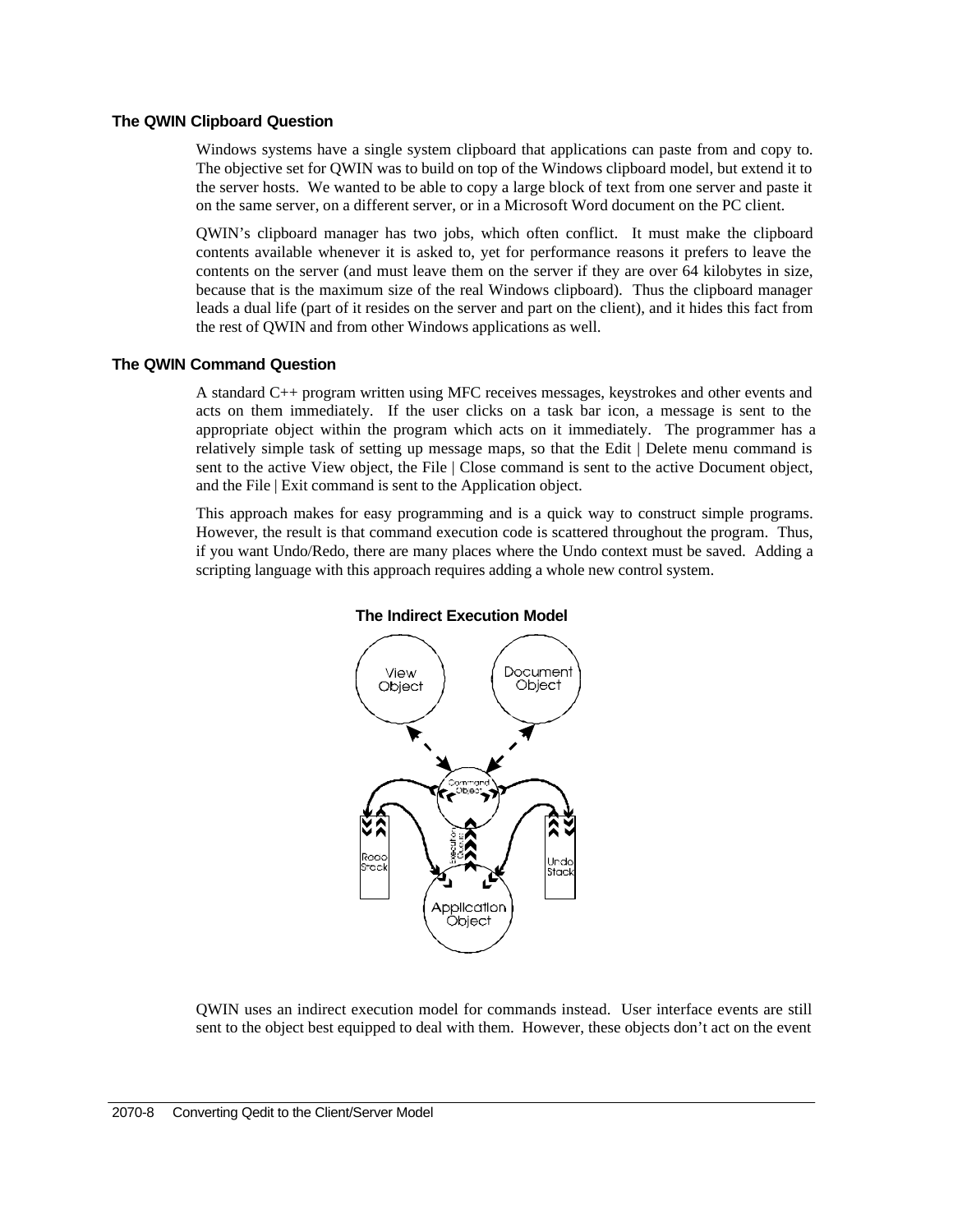### The QWIN Clipboard Question

Windows systems have a single system clipboard that applications can paste from and copy to. The objective set for QWIN was to build on top of the Windows clipboard model, but extend it to the server hosts. We wanted to be able to copy a large block of text from one server and paste it on the same server, on a different server, or in a Microsoft Word document on the PC client.

QWIN's clipboard manager has two jobs, which often conflict. It must make the clipboard contents available whenever it is asked to, yet for performance reasons it prefers to leave the contents on the server (and must leave them on the server if they are over 64 kilobytes in size, because that is the maximum size of the real Windows clipboard). Thus the clipboard manager leads a dual life (part of it resides on the server and part on the client), and it hides this fact from the rest of QWIN and from other Windows applications as well.

### The QWIN Command Question

A standard C++ program written using MFC receives messages, keystrokes and other events and acts on them immediately. If the user clicks on a task bar icon, a message is sent to the appropriate object within the program which acts on it immediately. The programmer has a relatively simple task of setting up message maps, so that the Edit | Delete menu command is sent to the active View object, the File | Close command is sent to the active Document object, and the File | Exit command is sent to the Application object.

This approach makes for easy programming and is a quick way to construct simple programs. However, the result is that command execution code is scattered throughout the program. Thus, if you want Undo/Redo, there are many places where the Undo context must be saved. Adding a scripting language with this approach requires adding a whole new control system.

**The Indirect Execution Model**

QWIN uses an indirect execution model for commands instead. User interface events are still sent to the object best equipped to deal with them. However, these objects don't act on the event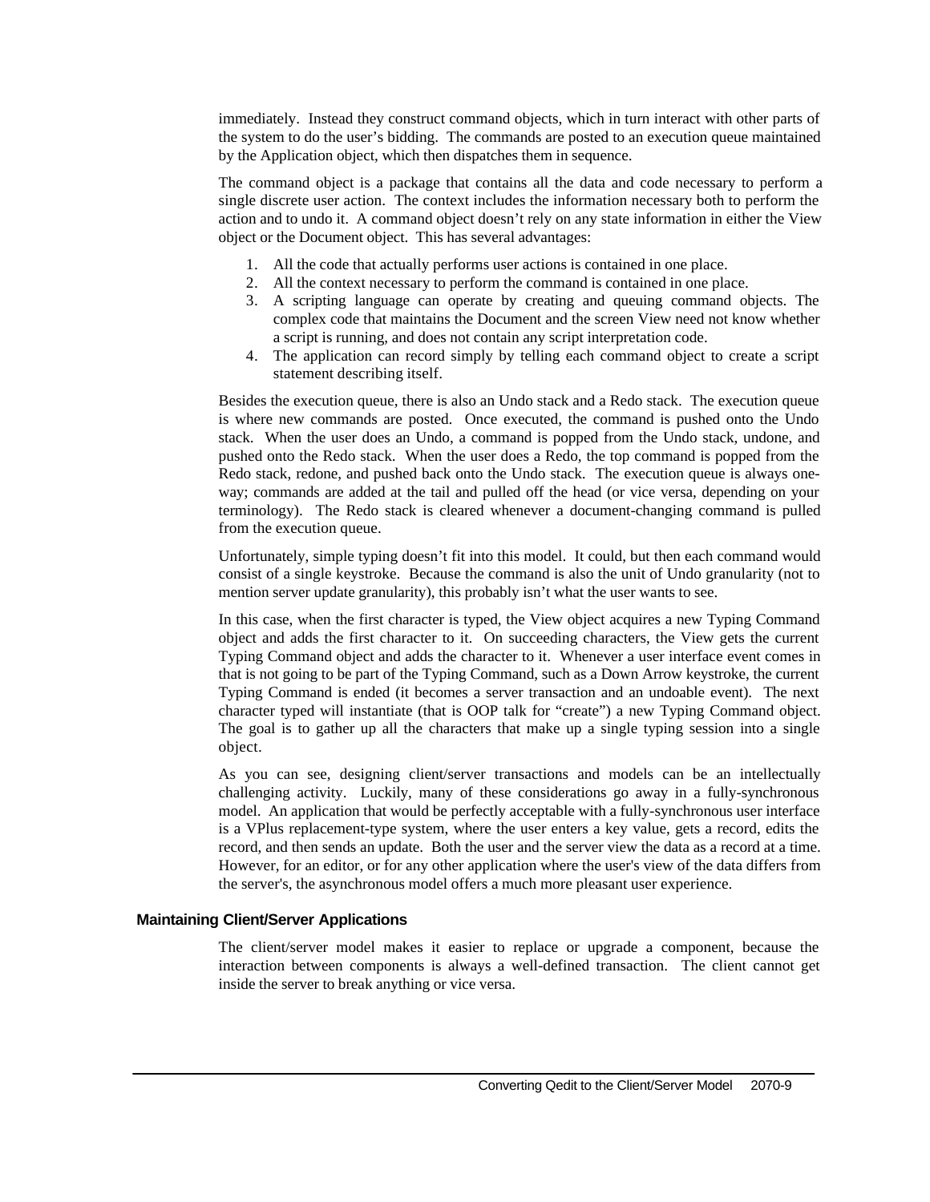immediately. Instead they construct command objects, which in turn interact with other parts of the system to do the user's bidding. The commands are posted to an execution queue maintained by the Application object, which then dispatches them in sequence.

The command object is a package that contains all the data and code necessary to perform a single discrete user action. The context includes the information necessary both to perform the action and to undo it. A command object doesn't rely on any state information in either the View object or the Document object. This has several advantages:

1. All the code that actually performs user actions is contained in one place.
2. All the context necessary to perform the command is contained in one place.
3. A scripting language can operate by creating and queuing command objects. The complex code that maintains the Document and the screen View need not know whether a script is running, and does not contain any script interpretation code.
4. The application can record simply by telling each command object to create a script statement describing itself.

Besides the execution queue, there is also an Undo stack and a Redo stack. The execution queue is where new commands are posted. Once executed, the command is pushed onto the Undo stack. When the user does an Undo, a command is popped from the Undo stack, undone, and pushed onto the Redo stack. When the user does a Redo, the top command is popped from the Redo stack, redone, and pushed back onto the Undo stack. The execution queue is always one-way; commands are added at the tail and pulled off the head (or vice versa, depending on your terminology). The Redo stack is cleared whenever a document-changing command is pulled from the execution queue.

Unfortunately, simple typing doesn't fit into this model. It could, but then each command would consist of a single keystroke. Because the command is also the unit of Undo granularity (not to mention server update granularity), this probably isn't what the user wants to see.

In this case, when the first character is typed, the View object acquires a new Typing Command object and adds the first character to it. On succeeding characters, the View gets the current Typing Command object and adds the character to it. Whenever a user interface event comes in that is not going to be part of the Typing Command, such as a Down Arrow keystroke, the current Typing Command is ended (it becomes a server transaction and an undoable event). The next character typed will instantiate (that is OOP talk for "create") a new Typing Command object. The goal is to gather up all the characters that make up a single typing session into a single object.

As you can see, designing client/server transactions and models can be an intellectually challenging activity. Luckily, many of these considerations go away in a fully-synchronous model. An application that would be perfectly acceptable with a fully-synchronous user interface is a VPlus replacement-type system, where the user enters a key value, gets a record, edits the record, and then sends an update. Both the user and the server view the data as a record at a time. However, for an editor, or for any other application where the user's view of the data differs from the server's, the asynchronous model offers a much more pleasant user experience.

### Maintaining Client/Server Applications

The client/server model makes it easier to replace or upgrade a component, because the interaction between components is always a well-defined transaction. The client cannot get inside the server to break anything or vice versa.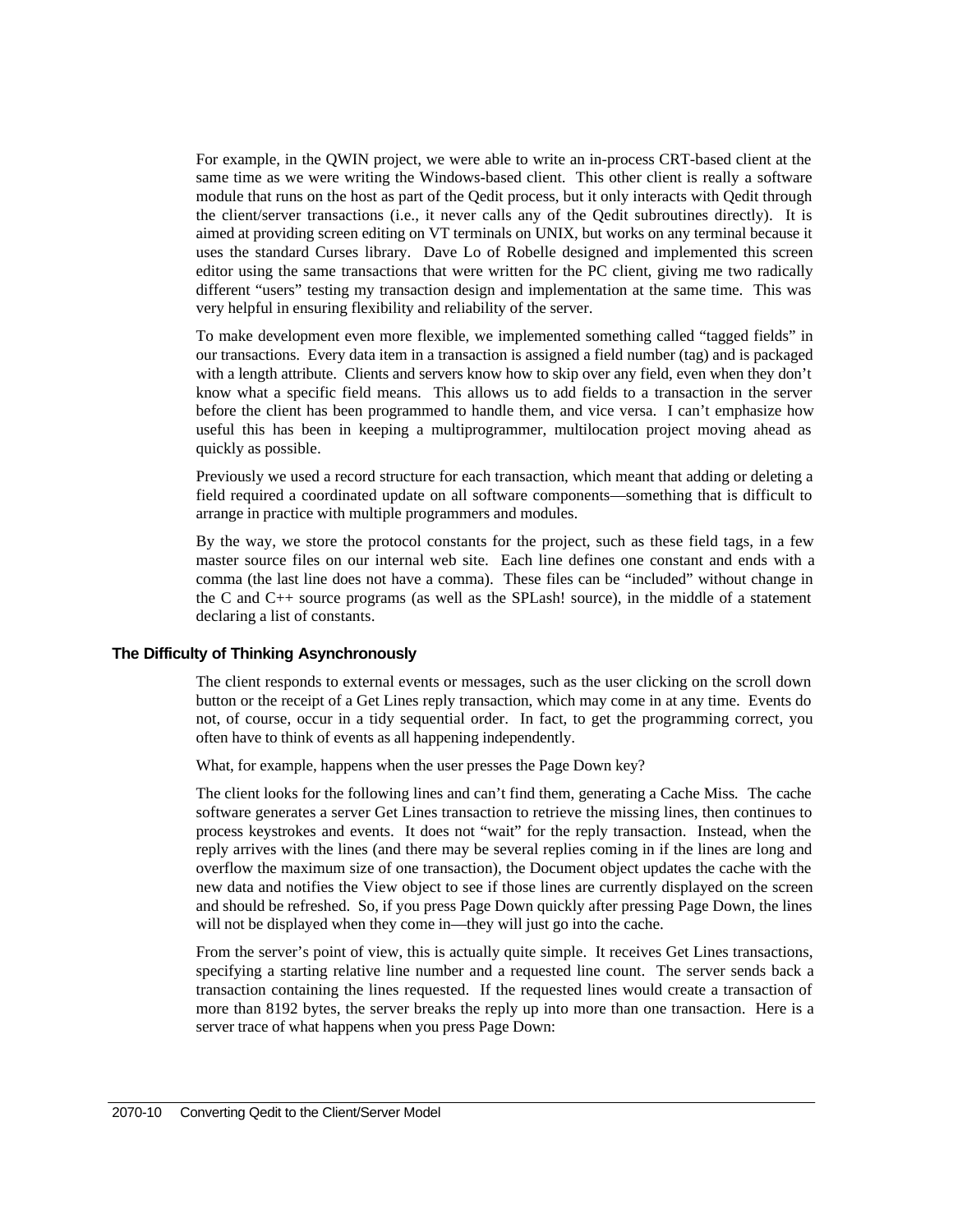For example, in the QWIN project, we were able to write an in-process CRT-based client at the same time as we were writing the Windows-based client. This other client is really a software module that runs on the host as part of the Qedit process, but it only interacts with Qedit through the client/server transactions (i.e., it never calls any of the Qedit subroutines directly). It is aimed at providing screen editing on VT terminals on UNIX, but works on any terminal because it uses the standard Curses library. Dave Lo of Robelle designed and implemented this screen editor using the same transactions that were written for the PC client, giving me two radically different "users" testing my transaction design and implementation at the same time. This was very helpful in ensuring flexibility and reliability of the server.

To make development even more flexible, we implemented something called "tagged fields" in our transactions. Every data item in a transaction is assigned a field number (tag) and is packaged with a length attribute. Clients and servers know how to skip over any field, even when they don't know what a specific field means. This allows us to add fields to a transaction in the server before the client has been programmed to handle them, and vice versa. I can't emphasize how useful this has been in keeping a multiprogrammer, multilocation project moving ahead as quickly as possible.

Previously we used a record structure for each transaction, which meant that adding or deleting a field required a coordinated update on all software components—something that is difficult to arrange in practice with multiple programmers and modules.

By the way, we store the protocol constants for the project, such as these field tags, in a few master source files on our internal web site. Each line defines one constant and ends with a comma (the last line does not have a comma). These files can be "included" without change in the C and C++ source programs (as well as the SPLash! source), in the middle of a statement declaring a list of constants.

## The Difficulty of Thinking Asynchronously

The client responds to external events or messages, such as the user clicking on the scroll down button or the receipt of a Get Lines reply transaction, which may come in at any time. Events do not, of course, occur in a tidy sequential order. In fact, to get the programming correct, you often have to think of events as all happening independently.

What, for example, happens when the user presses the Page Down key?

The client looks for the following lines and can't find them, generating a Cache Miss. The cache software generates a server Get Lines transaction to retrieve the missing lines, then continues to process keystrokes and events. It does not "wait" for the reply transaction. Instead, when the reply arrives with the lines (and there may be several replies coming in if the lines are long and overflow the maximum size of one transaction), the Document object updates the cache with the new data and notifies the View object to see if those lines are currently displayed on the screen and should be refreshed. So, if you press Page Down quickly after pressing Page Down, the lines will not be displayed when they come in—they will just go into the cache.

From the server's point of view, this is actually quite simple. It receives Get Lines transactions, specifying a starting relative line number and a requested line count. The server sends back a transaction containing the lines requested. If the requested lines would create a transaction of more than 8192 bytes, the server breaks the reply up into more than one transaction. Here is a server trace of what happens when you press Page Down: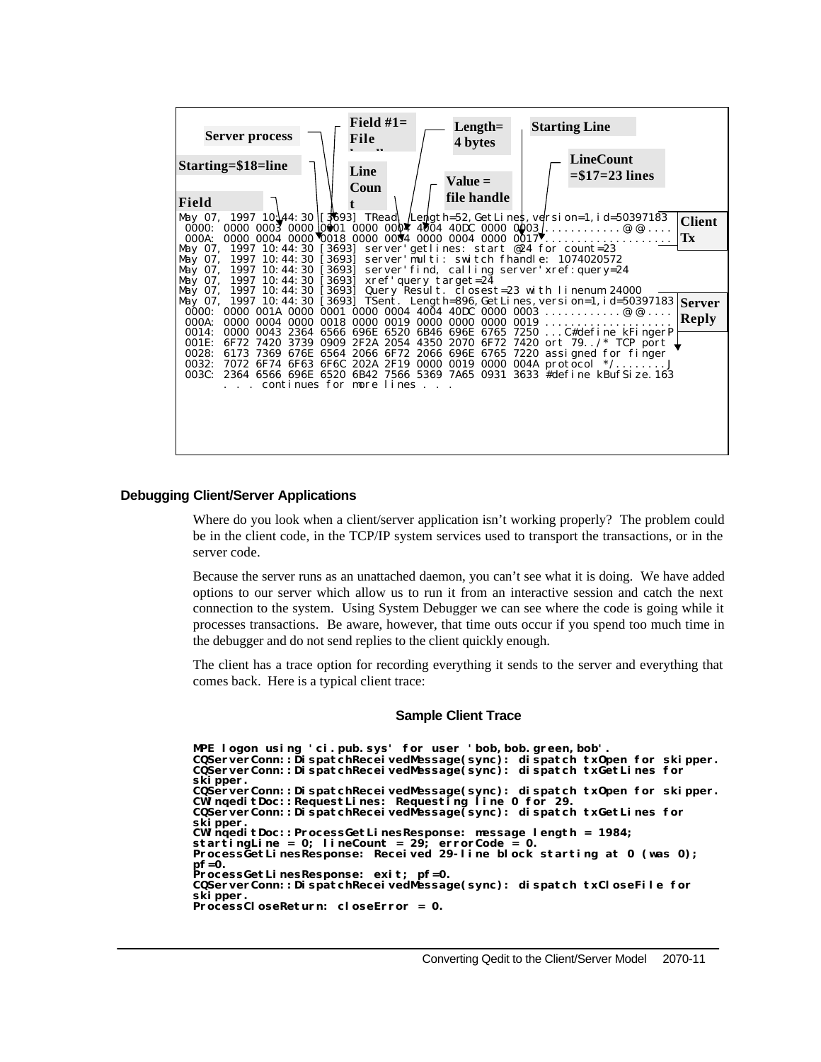```
May 07, 1997 10:44:30 [3693] TRead. Length=52, GetLines, version=1, id=50397183
 0000: 0000 0003 0000 0001 0000 0004 4004 40DC 0000 0003 ............@ @....
 000A: 0000 0004 0000 0018 0000 0004 0000 0004 0000 0017 ....................
May 07, 1997 10:44:30 [3693] server'getlines: start @24 for count=23
May 07, 1997 10:44:30 [3693] server'multi: switch fhandle: 1074020572
May 07, 1997 10:44:30 [3693] server'find, calling server'xref:query=24
May 07, 1997 10:44:30 [3693] xref'query target=24
May 07, 1997 10:44:30 [3693] Query Result. closest=23 with linenum 24000
May 07, 1997 10:44:30 [3693] TSent. Length=896, GetLines, version=1, id=50397183
 0000: 0000 001A 0000 0001 0000 0004 4004 40DC 0000 0003 ............@ @....
 000A: 0000 0004 0000 0018 0000 0019 0000 0000 0000 0019 ....................
 0014: 0000 0043 2364 6566 696E 6520 6B46 696E 6765 7250 ...C#define kFingerP
 001E: 6F72 7420 3739 0909 2F2A 2054 4350 2070 6F72 7420 ort 79../* TCP port
 0028: 6173 7369 676E 6564 2066 6F72 2066 696E 6765 7220 assigned for finger
 0032: 7072 6F74 6F63 6F6C 202A 2F19 0000 0019 0000 004A protocol */........J
 003C: 2364 6566 696E 6520 6B42 7566 5369 7A65 0931 3633 #define kBufSize.163
       . . . continues for more lines . . .
```

Annotations: Server process; Starting=$18=line; Field; Field #1= File handle; Line Count; Length= 4 bytes; Value = file handle; Starting Line; LineCount =$17=23 lines; Client Tx; Server Reply

### Debugging Client/Server Applications

Where do you look when a client/server application isn't working properly? The problem could be in the client code, in the TCP/IP system services used to transport the transactions, or in the server code.

Because the server runs as an unattached daemon, you can't see what it is doing. We have added options to our server which allow us to run it from an interactive session and catch the next connection to the system. Using System Debugger we can see where the code is going while it processes transactions. Be aware, however, that time outs occur if you spend too much time in the debugger and do not send replies to the client quickly enough.

The client has a trace option for recording everything it sends to the server and everything that comes back. Here is a typical client trace:

#### Sample Client Trace

```
MPE logon using 'ci.pub.sys' for user 'bob,bob.green,bob'.
CQServerConn::DispatchReceivedMessage(sync): dispatch txOpen for skipper.
CQServerConn::DispatchReceivedMessage(sync): dispatch txGetLines for
skipper.
CQServerConn::DispatchReceivedMessage(sync): dispatch txOpen for skipper.
CWinqeditDoc::RequestLines: Requesting line 0 for 29.
CQServerConn::DispatchReceivedMessage(sync): dispatch txGetLines for
skipper.
CWinqeditDoc::ProcessGetLinesResponse: message length = 1984;
startingLine = 0; lineCount = 29; errorCode = 0.
ProcessGetLinesResponse: Received 29-line block starting at 0 (was 0);
pf=0.
ProcessGetLinesResponse: exit; pf=0.
CQServerConn::DispatchReceivedMessage(sync): dispatch txCloseFile for
skipper.
ProcessCloseReturn: closeError = 0.
```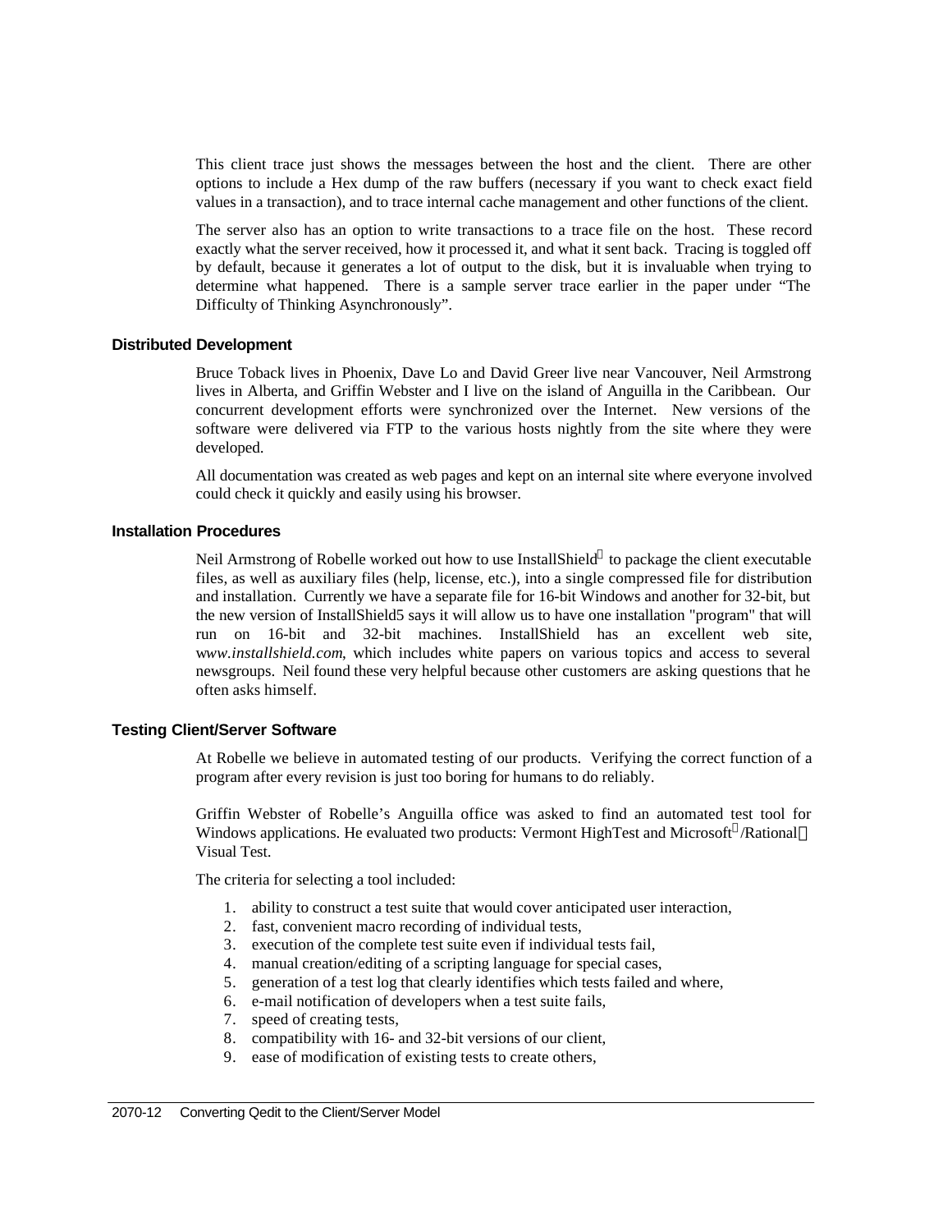This client trace just shows the messages between the host and the client. There are other options to include a Hex dump of the raw buffers (necessary if you want to check exact field values in a transaction), and to trace internal cache management and other functions of the client.

The server also has an option to write transactions to a trace file on the host. These record exactly what the server received, how it processed it, and what it sent back. Tracing is toggled off by default, because it generates a lot of output to the disk, but it is invaluable when trying to determine what happened. There is a sample server trace earlier in the paper under "The Difficulty of Thinking Asynchronously".

### Distributed Development

Bruce Toback lives in Phoenix, Dave Lo and David Greer live near Vancouver, Neil Armstrong lives in Alberta, and Griffin Webster and I live on the island of Anguilla in the Caribbean. Our concurrent development efforts were synchronized over the Internet. New versions of the software were delivered via FTP to the various hosts nightly from the site where they were developed.

All documentation was created as web pages and kept on an internal site where everyone involved could check it quickly and easily using his browser.

### Installation Procedures

Neil Armstrong of Robelle worked out how to use InstallShield® to package the client executable files, as well as auxiliary files (help, license, etc.), into a single compressed file for distribution and installation. Currently we have a separate file for 16-bit Windows and another for 32-bit, but the new version of InstallShield5 says it will allow us to have one installation "program" that will run on 16-bit and 32-bit machines. InstallShield has an excellent web site, w*ww.installshield.com*, which includes white papers on various topics and access to several newsgroups. Neil found these very helpful because other customers are asking questions that he often asks himself.

### Testing Client/Server Software

At Robelle we believe in automated testing of our products. Verifying the correct function of a program after every revision is just too boring for humans to do reliably.

Griffin Webster of Robelle's Anguilla office was asked to find an automated test tool for Windows applications. He evaluated two products: Vermont HighTest and Microsoft®/Rational® Visual Test.

The criteria for selecting a tool included:

1. ability to construct a test suite that would cover anticipated user interaction,
2. fast, convenient macro recording of individual tests,
3. execution of the complete test suite even if individual tests fail,
4. manual creation/editing of a scripting language for special cases,
5. generation of a test log that clearly identifies which tests failed and where,
6. e-mail notification of developers when a test suite fails,
7. speed of creating tests,
8. compatibility with 16- and 32-bit versions of our client,
9. ease of modification of existing tests to create others,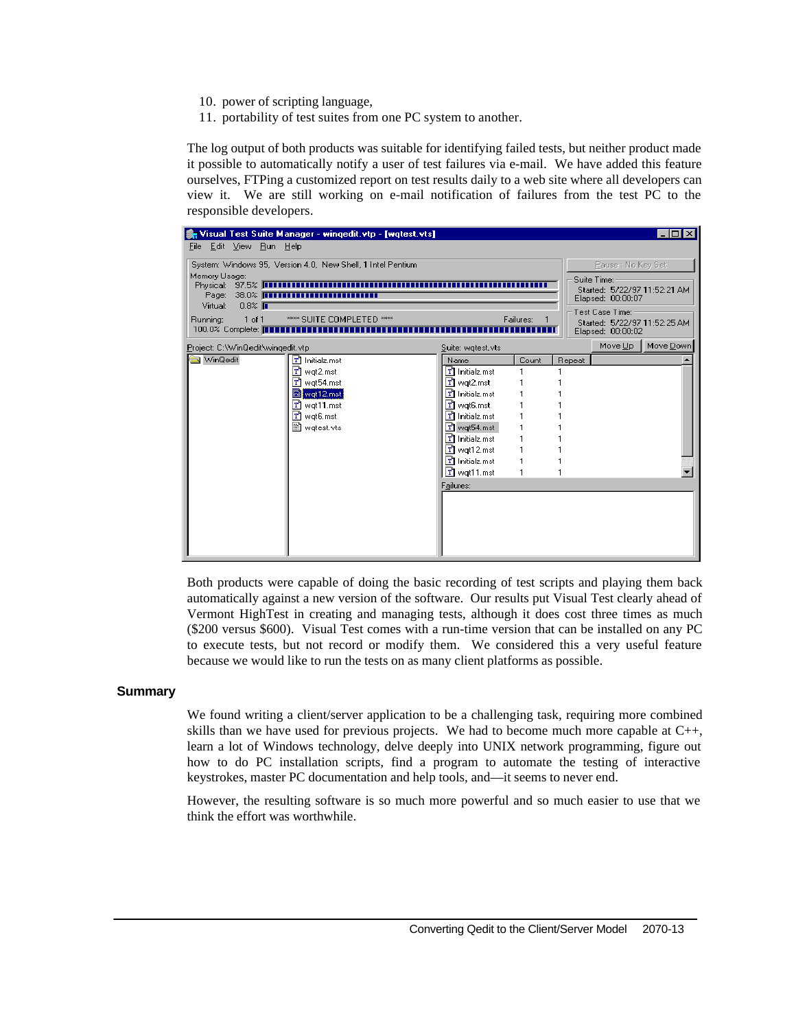10. power of scripting language,
11. portability of test suites from one PC system to another.

The log output of both products was suitable for identifying failed tests, but neither product made it possible to automatically notify a user of test failures via e-mail. We have added this feature ourselves, FTPing a customized report on test results daily to a web site where all developers can view it. We are still working on e-mail notification of failures from the test PC to the responsible developers.

Both products were capable of doing the basic recording of test scripts and playing them back automatically against a new version of the software. Our results put Visual Test clearly ahead of Vermont HighTest in creating and managing tests, although it does cost three times as much ($200 versus $600). Visual Test comes with a run-time version that can be installed on any PC to execute tests, but not record or modify them. We considered this a very useful feature because we would like to run the tests on as many client platforms as possible.

## Summary

We found writing a client/server application to be a challenging task, requiring more combined skills than we have used for previous projects. We had to become much more capable at C++, learn a lot of Windows technology, delve deeply into UNIX network programming, figure out how to do PC installation scripts, find a program to automate the testing of interactive keystrokes, master PC documentation and help tools, and—it seems to never end.

However, the resulting software is so much more powerful and so much easier to use that we think the effort was worthwhile.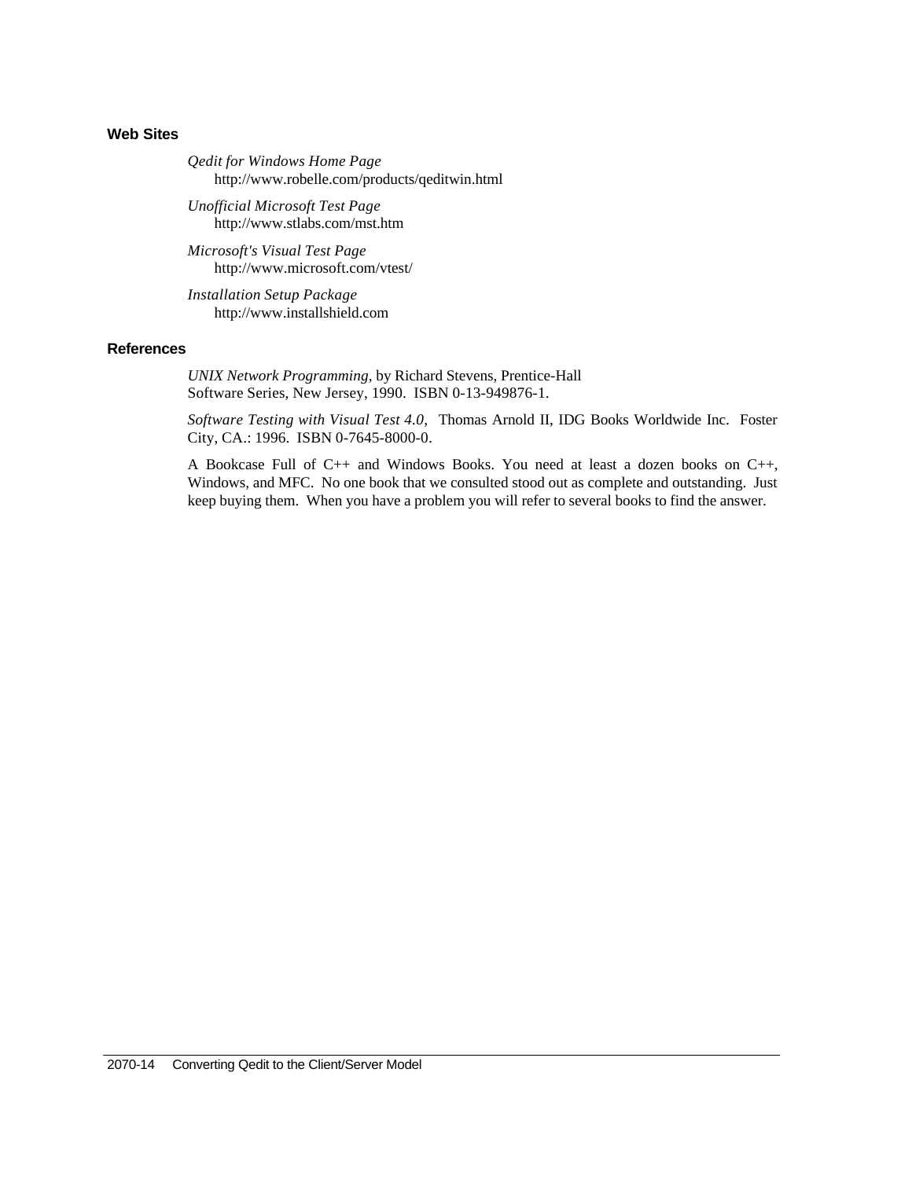## Web Sites

*Qedit for Windows Home Page*
http://www.robelle.com/products/qeditwin.html

*Unofficial Microsoft Test Page*
http://www.stlabs.com/mst.htm

*Microsoft's Visual Test Page*
http://www.microsoft.com/vtest/

*Installation Setup Package*
http://www.installshield.com

## References

*UNIX Network Programming,* by Richard Stevens, Prentice-Hall Software Series, New Jersey, 1990. ISBN 0-13-949876-1.

*Software Testing with Visual Test 4.0,* Thomas Arnold II, IDG Books Worldwide Inc. Foster City, CA.: 1996. ISBN 0-7645-8000-0.

A Bookcase Full of C++ and Windows Books. You need at least a dozen books on C++, Windows, and MFC. No one book that we consulted stood out as complete and outstanding. Just keep buying them. When you have a problem you will refer to several books to find the answer.